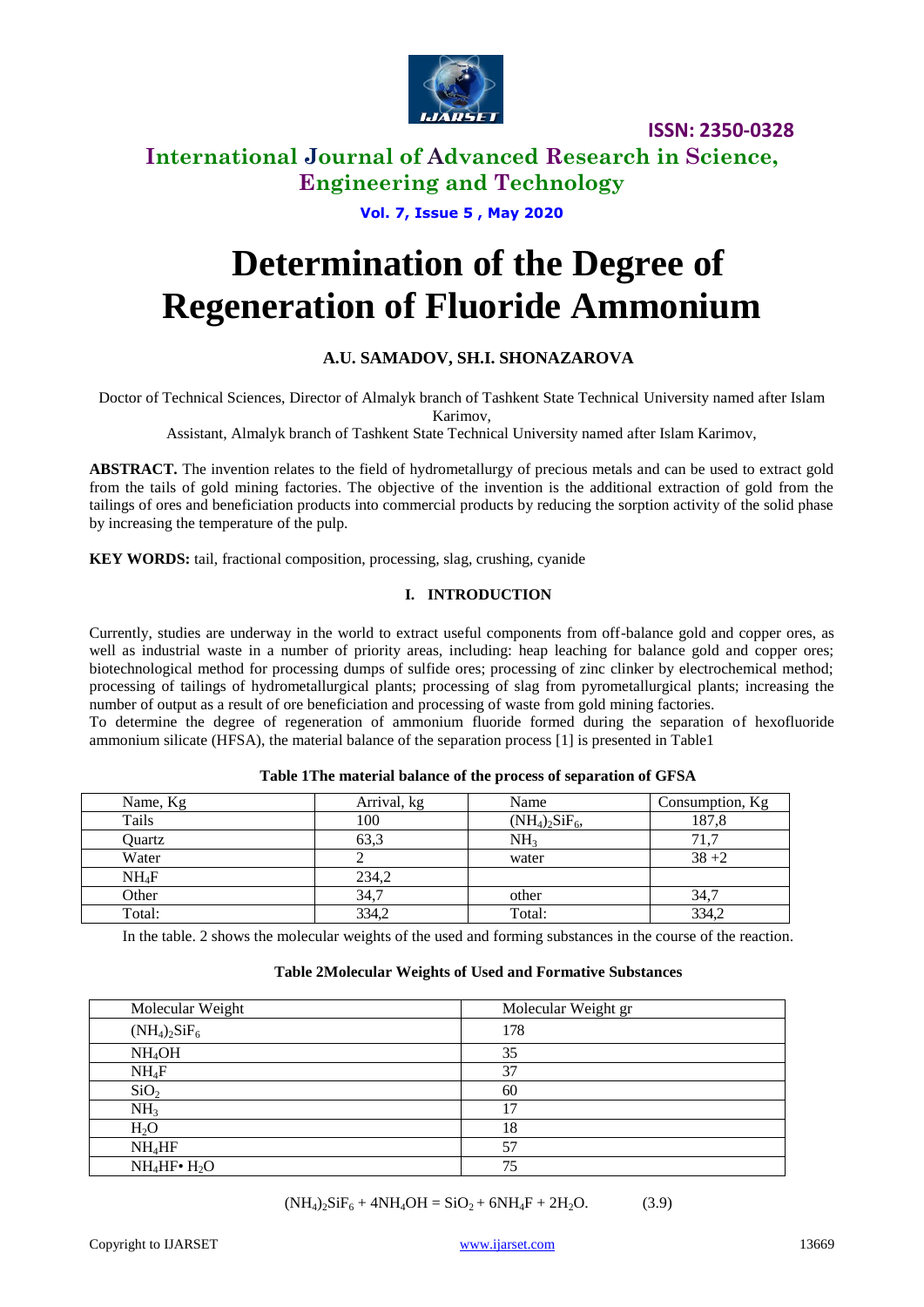# International Journal of Advanced Research in Science, Engineering and Technology

# Determination of the Degree of Regeneration of Fluoride Ammonium

**A.U. SAMADOV, SH.I. SHONAZAROVA**

Doctor of Technical Sciences, Director of Almalyk branch of Tashkent State Technical University named after Islam Karimov,

Assistant, Almalyk branch of Tashkent State Technical University named after Islam Karimov,

**ABSTRACT.** The invention relates to the field of hydrometallurgy of precious metals and can be used to extract gold from the tails of gold mining factories. The objective of the invention is the additional extraction of gold from the tailings of ores and beneficiation products into commercial products by reducing the sorption activity of the solid phase by increasing the temperature of the pulp.

**KEY WORDS:** tail, fractional composition, processing, slag, crushing, cyanide

## I. INTRODUCTION

Currently, studies are underway in the world to extract useful components from off-balance gold and copper ores, as well as industrial waste in a number of priority areas, including: heap leaching for balance gold and copper ores; biotechnological method for processing dumps of sulfide ores; processing of zinc clinker by electrochemical method; processing of tailings of hydrometallurgical plants; processing of slag from pyrometallurgical plants; increasing the number of output as a result of ore beneficiation and processing of waste from gold mining factories.

To determine the degree of regeneration of ammonium fluoride formed during the separation of hexofluoride ammonium silicate (HFSA), the material balance of the separation process [1] is presented in Table1

**Table 1The material balance of the process of separation of GFSA**

| Name, Kg | Arrival, kg | Name | Consumption, Kg |
|---|---|---|---|
| Tails | 100 | $(NH_4)_2SiF_6$, | 187,8 |
| Quartz | 63,3 | $NH_3$ | 71,7 |
| Water | 2 | water | 38 +2 |
| $NH_4F$ | 234,2 | | |
| Other | 34,7 | other | 34,7 |
| Total: | 334,2 | Total: | 334,2 |

In the table. 2 shows the molecular weights of the used and forming substances in the course of the reaction.

**Table 2Molecular Weights of Used and Formative Substances**

| Molecular Weight | Molecular Weight gr |
|---|---|
| $(NH_4)_2SiF_6$ | 178 |
| $NH_4OH$ | 35 |
| $NH_4F$ | 37 |
| $SiO_2$ | 60 |
| $NH_3$ | 17 |
| $H_2O$ | 18 |
| $NH_4HF$ | 57 |
| $NH_4HF \cdot H_2O$ | 75 |

$$(NH_4)_2SiF_6 + 4NH_4OH = SiO_2 + 6NH_4F + 2H_2O. \qquad (3.9)$$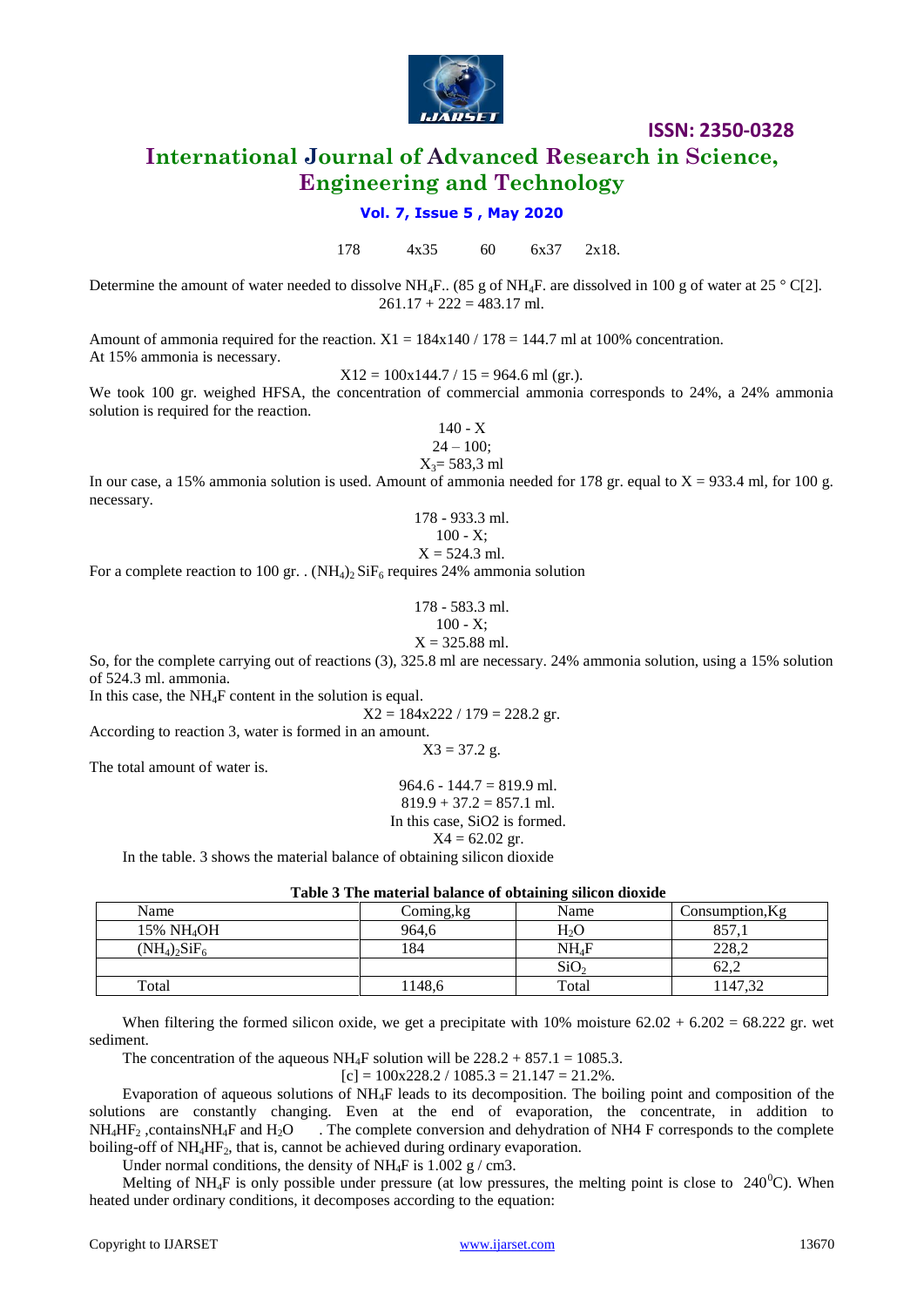178 4x35 60 6x37 2x18.

Determine the amount of water needed to dissolve $NH_4F$.. (85 g of $NH_4F$. are dissolved in 100 g of water at 25 ° C[2].

261.17 + 222 = 483.17 ml.

Amount of ammonia required for the reaction. X1 = 184x140 / 178 = 144.7 ml at 100% concentration.
At 15% ammonia is necessary.

X12 = 100x144.7 / 15 = 964.6 ml (gr.).

We took 100 gr. weighed HFSA, the concentration of commercial ammonia corresponds to 24%, a 24% ammonia solution is required for the reaction.

140 - X
24 – 100;
$X_3$= 583,3 ml

In our case, a 15% ammonia solution is used. Amount of ammonia needed for 178 gr. equal to X = 933.4 ml, for 100 g. necessary.

178 - 933.3 ml.
100 - X;
X = 524.3 ml.

For a complete reaction to 100 gr. . $(NH_4)_2 SiF_6$ requires 24% ammonia solution

178 - 583.3 ml.
100 - X;
X = 325.88 ml.

So, for the complete carrying out of reactions (3), 325.8 ml are necessary. 24% ammonia solution, using a 15% solution of 524.3 ml. ammonia.

In this case, the $NH_4F$ content in the solution is equal.

X2 = 184x222 / 179 = 228.2 gr.

According to reaction 3, water is formed in an amount.

X3 = 37.2 g.

The total amount of water is.

964.6 - 144.7 = 819.9 ml.
819.9 + 37.2 = 857.1 ml.
In this case, SiO2 is formed.
X4 = 62.02 gr.

In the table. 3 shows the material balance of obtaining silicon dioxide

**Table 3 The material balance of obtaining silicon dioxide**

| Name | Coming,kg | Name | Consumption,Kg |
|---|---|---|---|
| 15% $NH_4OH$ | 964,6 | $H_2O$ | 857,1 |
| $(NH_4)_2SiF_6$ | 184 | $NH_4F$ | 228,2 |
| | | $SiO_2$ | 62,2 |
| Total | 1148,6 | Total | 1147,32 |

When filtering the formed silicon oxide, we get a precipitate with 10% moisture 62.02 + 6.202 = 68.222 gr. wet sediment.

The concentration of the aqueous $NH_4F$ solution will be 228.2 + 857.1 = 1085.3.

[c] = 100x228.2 / 1085.3 = 21.147 = 21.2%.

Evaporation of aqueous solutions of $NH_4F$ leads to its decomposition. The boiling point and composition of the solutions are constantly changing. Even at the end of evaporation, the concentrate, in addition to $NH_4HF_2$ ,contains$NH_4F$ and $H_2O$ . The complete conversion and dehydration of NH4 F corresponds to the complete boiling-off of $NH_4HF_2$, that is, cannot be achieved during ordinary evaporation.

Under normal conditions, the density of $NH_4F$ is 1.002 g / cm3.

Melting of $NH_4F$ is only possible under pressure (at low pressures, the melting point is close to $240^0C$). When heated under ordinary conditions, it decomposes according to the equation: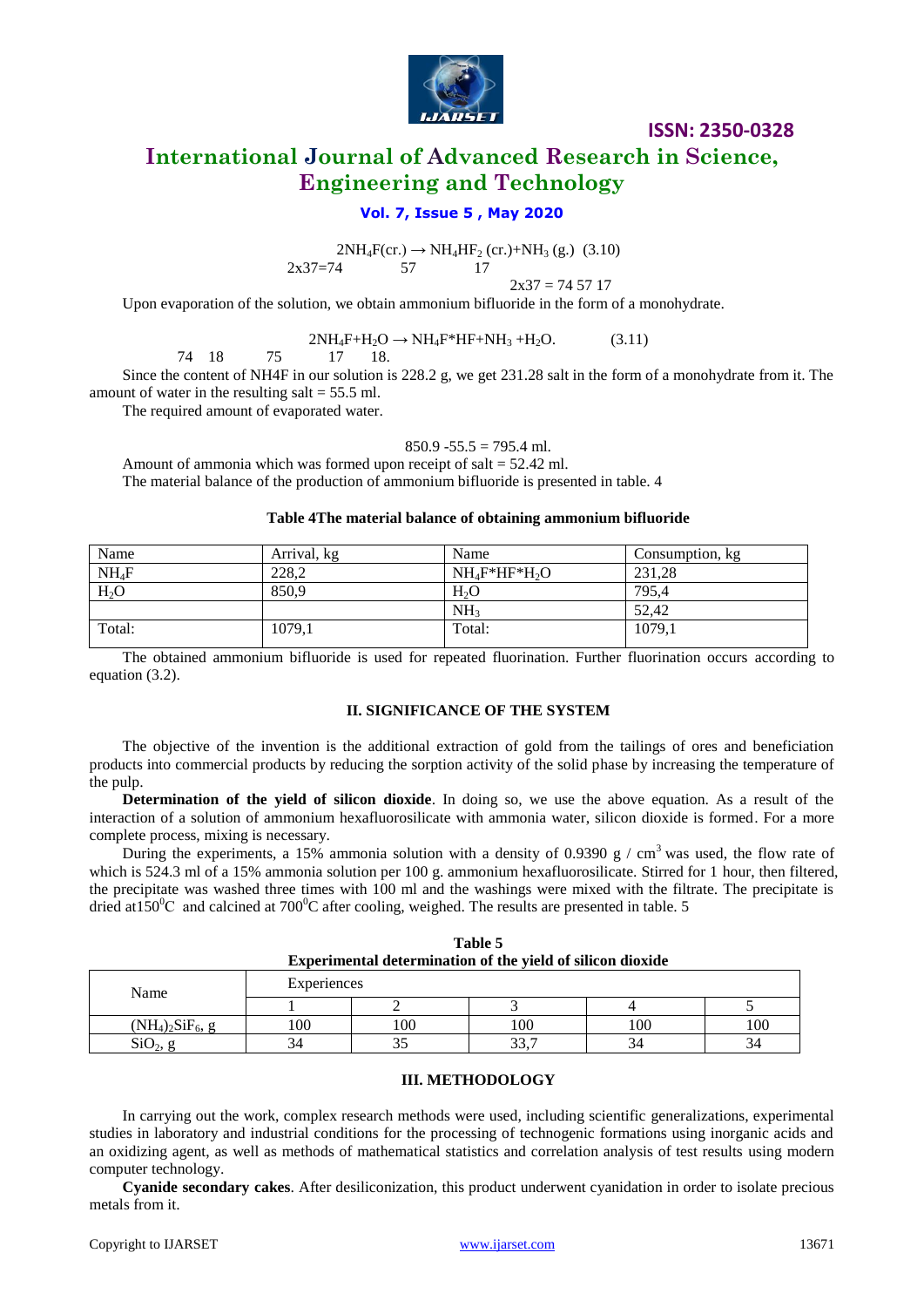$$2NH_4F(cr.) \rightarrow NH_4HF_2\ (cr.) + NH_3\ (g.) \quad (3.10)$$

2x37=74 57 17

2x37 = 74 57 17

Upon evaporation of the solution, we obtain ammonium bifluoride in the form of a monohydrate.

$$2NH_4F + H_2O \rightarrow NH_4F{*}HF + NH_3 + H_2O. \quad (3.11)$$

74 18 75 17 18.

Since the content of NH4F in our solution is 228.2 g, we get 231.28 salt in the form of a monohydrate from it. The amount of water in the resulting salt = 55.5 ml.

The required amount of evaporated water.

850.9 -55.5 = 795.4 ml.

Amount of ammonia which was formed upon receipt of salt = 52.42 ml.

The material balance of the production of ammonium bifluoride is presented in table. 4

**Table 4The material balance of obtaining ammonium bifluoride**

| Name | Arrival, kg | Name | Consumption, kg |
|---|---|---|---|
| $NH_4F$ | 228,2 | $NH_4F{*}HF{*}H_2O$ | 231,28 |
| $H_2O$ | 850,9 | $H_2O$ | 795,4 |
| | | $NH_3$ | 52,42 |
| Total: | 1079,1 | Total: | 1079,1 |

The obtained ammonium bifluoride is used for repeated fluorination. Further fluorination occurs according to equation (3.2).

## II. SIGNIFICANCE OF THE SYSTEM

The objective of the invention is the additional extraction of gold from the tailings of ores and beneficiation products into commercial products by reducing the sorption activity of the solid phase by increasing the temperature of the pulp.

**Determination of the yield of silicon dioxide**. In doing so, we use the above equation. As a result of the interaction of a solution of ammonium hexafluorosilicate with ammonia water, silicon dioxide is formed. For a more complete process, mixing is necessary.

During the experiments, a 15% ammonia solution with a density of 0.9390 g / cm$^3$ was used, the flow rate of which is 524.3 ml of a 15% ammonia solution per 100 g. ammonium hexafluorosilicate. Stirred for 1 hour, then filtered, the precipitate was washed three times with 100 ml and the washings were mixed with the filtrate. The precipitate is dried at150$^0$C and calcined at 700$^0$C after cooling, weighed. The results are presented in table. 5

**Table 5**
**Experimental determination of the yield of silicon dioxide**

| Name | Experiences | | | | |
|---|---|---|---|---|---|
| | 1 | 2 | 3 | 4 | 5 |
| $(NH_4)_2SiF_6$, g | 100 | 100 | 100 | 100 | 100 |
| $SiO_2$, g | 34 | 35 | 33,7 | 34 | 34 |

## III. METHODOLOGY

In carrying out the work, complex research methods were used, including scientific generalizations, experimental studies in laboratory and industrial conditions for the processing of technogenic formations using inorganic acids and an oxidizing agent, as well as methods of mathematical statistics and correlation analysis of test results using modern computer technology.

**Cyanide secondary cakes**. After desiliconization, this product underwent cyanidation in order to isolate precious metals from it.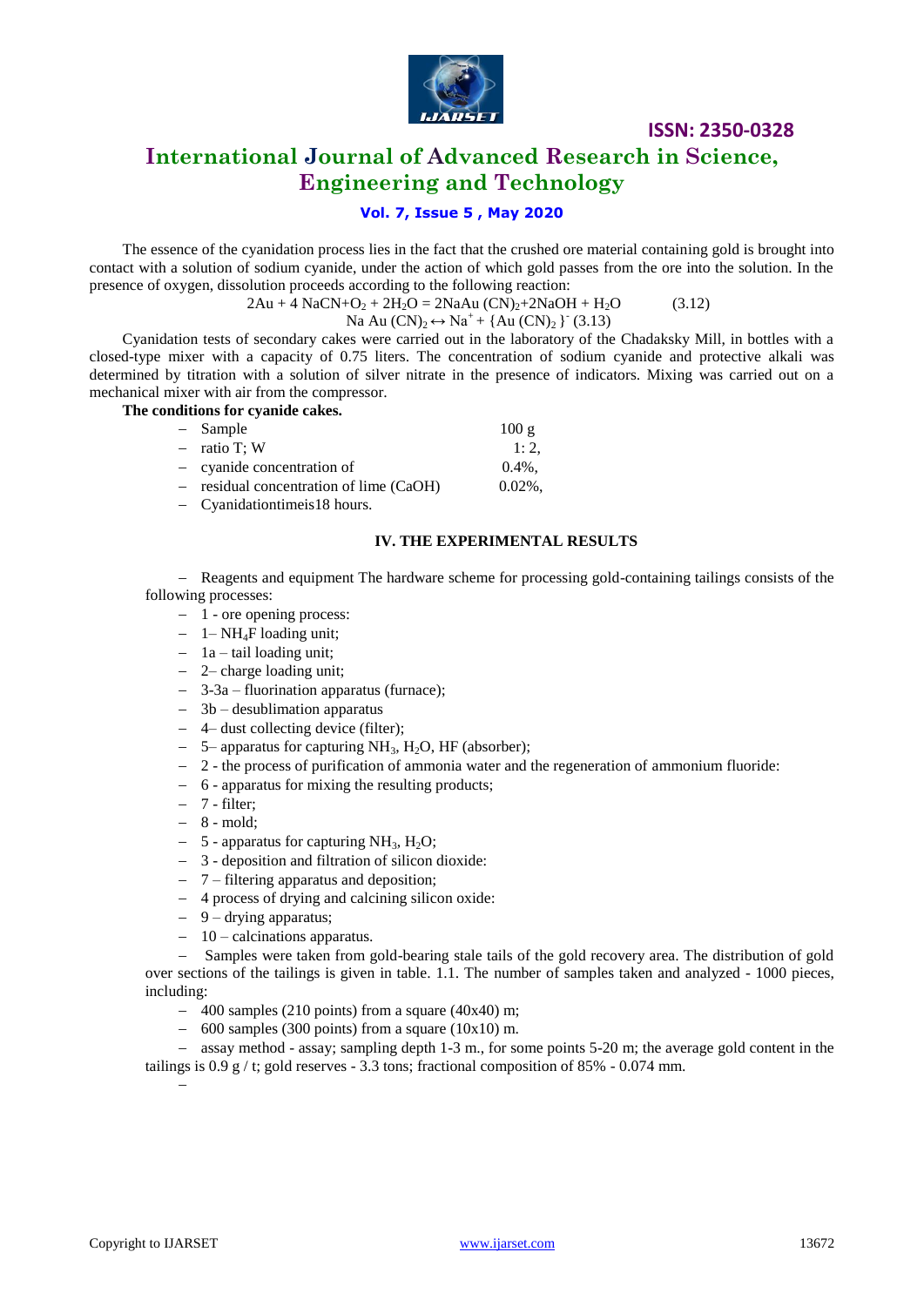The essence of the cyanidation process lies in the fact that the crushed ore material containing gold is brought into contact with a solution of sodium cyanide, under the action of which gold passes from the ore into the solution. In the presence of oxygen, dissolution proceeds according to the following reaction:

$$2Au + 4\,NaCN + O_2 + 2H_2O = 2NaAu\,(CN)_2 + 2NaOH + H_2O \qquad (3.12)$$

$$Na\,Au\,(CN)_2 \leftrightarrow Na^+ + \{Au\,(CN)_2\}^- \; (3.13)$$

Cyanidation tests of secondary cakes were carried out in the laboratory of the Chadaksky Mill, in bottles with a closed-type mixer with a capacity of 0.75 liters. The concentration of sodium cyanide and protective alkali was determined by titration with a solution of silver nitrate in the presence of indicators. Mixing was carried out on a mechanical mixer with air from the compressor.

**The conditions for cyanide cakes.**

- Sample 100 g
- ratio T; W 1: 2,
- cyanide concentration of 0.4%,
- residual concentration of lime (CaOH) 0.02%,
- Cyanidationtimeis18 hours.

## IV. THE EXPERIMENTAL RESULTS

- Reagents and equipment The hardware scheme for processing gold-containing tailings consists of the following processes:
  - 1 - ore opening process:
  - 1– $NH_4F$ loading unit;
  - 1a – tail loading unit;
  - 2– charge loading unit;
  - 3-3a – fluorination apparatus (furnace);
  - 3b – desublimation apparatus
  - 4– dust collecting device (filter);
  - 5– apparatus for capturing $NH_3$, $H_2O$, HF (absorber);
  - 2 - the process of purification of ammonia water and the regeneration of ammonium fluoride:
  - 6 - apparatus for mixing the resulting products;
  - 7 - filter;
  - 8 - mold;
  - 5 - apparatus for capturing $NH_3$, $H_2O$;
  - 3 - deposition and filtration of silicon dioxide:
  - 7 – filtering apparatus and deposition;
  - 4 process of drying and calcining silicon oxide:
  - 9 – drying apparatus;
  - 10 – calcinations apparatus.
- Samples were taken from gold-bearing stale tails of the gold recovery area. The distribution of gold over sections of the tailings is given in table. 1.1. The number of samples taken and analyzed - 1000 pieces, including:
  - 400 samples (210 points) from a square (40x40) m;
  - 600 samples (300 points) from a square (10x10) m.
- assay method - assay; sampling depth 1-3 m., for some points 5-20 m; the average gold content in the tailings is 0.9 g / t; gold reserves - 3.3 tons; fractional composition of 85% - 0.074 mm.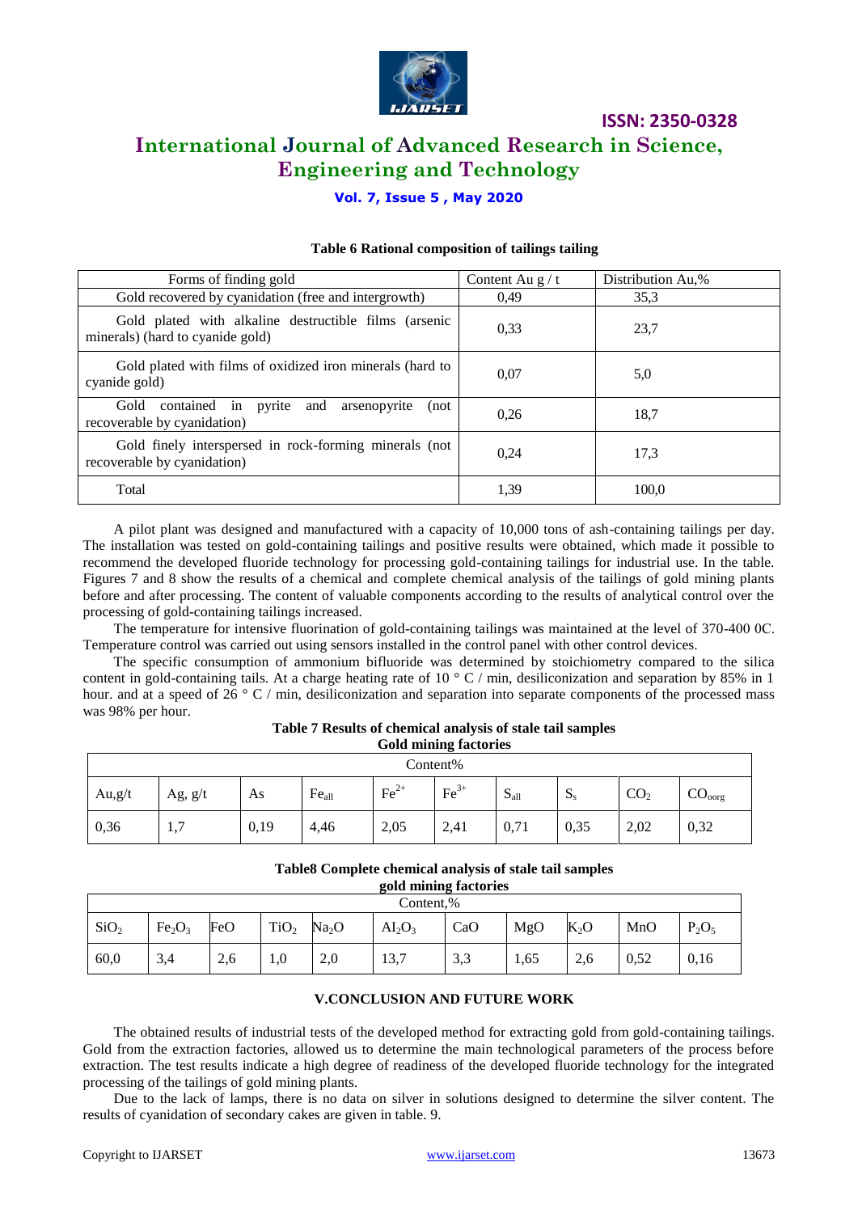**Table 6 Rational composition of tailings tailing**

| Forms of finding gold | Content Au g / t | Distribution Au,% |
|---|---|---|
| Gold recovered by cyanidation (free and intergrowth) | 0,49 | 35,3 |
| Gold plated with alkaline destructible films (arsenic minerals) (hard to cyanide gold) | 0,33 | 23,7 |
| Gold plated with films of oxidized iron minerals (hard to cyanide gold) | 0,07 | 5,0 |
| Gold contained in pyrite and arsenopyrite (not recoverable by cyanidation) | 0,26 | 18,7 |
| Gold finely interspersed in rock-forming minerals (not recoverable by cyanidation) | 0,24 | 17,3 |
| Total | 1,39 | 100,0 |

A pilot plant was designed and manufactured with a capacity of 10,000 tons of ash-containing tailings per day. The installation was tested on gold-containing tailings and positive results were obtained, which made it possible to recommend the developed fluoride technology for processing gold-containing tailings for industrial use. In the table. Figures 7 and 8 show the results of a chemical and complete chemical analysis of the tailings of gold mining plants before and after processing. The content of valuable components according to the results of analytical control over the processing of gold-containing tailings increased.

The temperature for intensive fluorination of gold-containing tailings was maintained at the level of 370-400 0C. Temperature control was carried out using sensors installed in the control panel with other control devices.

The specific consumption of ammonium bifluoride was determined by stoichiometry compared to the silica content in gold-containing tails. At a charge heating rate of 10 ° C / min, desiliconization and separation by 85% in 1 hour. and at a speed of 26 ° C / min, desiliconization and separation into separate components of the processed mass was 98% per hour.

**Table 7 Results of chemical analysis of stale tail samples Gold mining factories**

| Content% | | | | | | | | | |
|---|---|---|---|---|---|---|---|---|---|
| Au,g/t | Ag, g/t | As | $Fe_{all}$ | $Fe^{2+}$ | $Fe^{3+}$ | $S_{all}$ | $S_s$ | $CO_2$ | $CO_{oorg}$ |
| 0,36 | 1,7 | 0,19 | 4,46 | 2,05 | 2,41 | 0,71 | 0,35 | 2,02 | 0,32 |

**Table8 Complete chemical analysis of stale tail samples gold mining factories**

| Content,% | | | | | | | | | | |
|---|---|---|---|---|---|---|---|---|---|---|
| $SiO_2$ | $Fe_2O_3$ | FeO | $TiO_2$ | $Na_2O$ | $Al_2O_3$ | CaO | MgO | $K_2O$ | MnO | $P_2O_5$ |
| 60,0 | 3,4 | 2,6 | 1,0 | 2,0 | 13,7 | 3,3 | 1,65 | 2,6 | 0,52 | 0,16 |

## V.CONCLUSION AND FUTURE WORK

The obtained results of industrial tests of the developed method for extracting gold from gold-containing tailings. Gold from the extraction factories, allowed us to determine the main technological parameters of the process before extraction. The test results indicate a high degree of readiness of the developed fluoride technology for the integrated processing of the tailings of gold mining plants.

Due to the lack of lamps, there is no data on silver in solutions designed to determine the silver content. The results of cyanidation of secondary cakes are given in table. 9.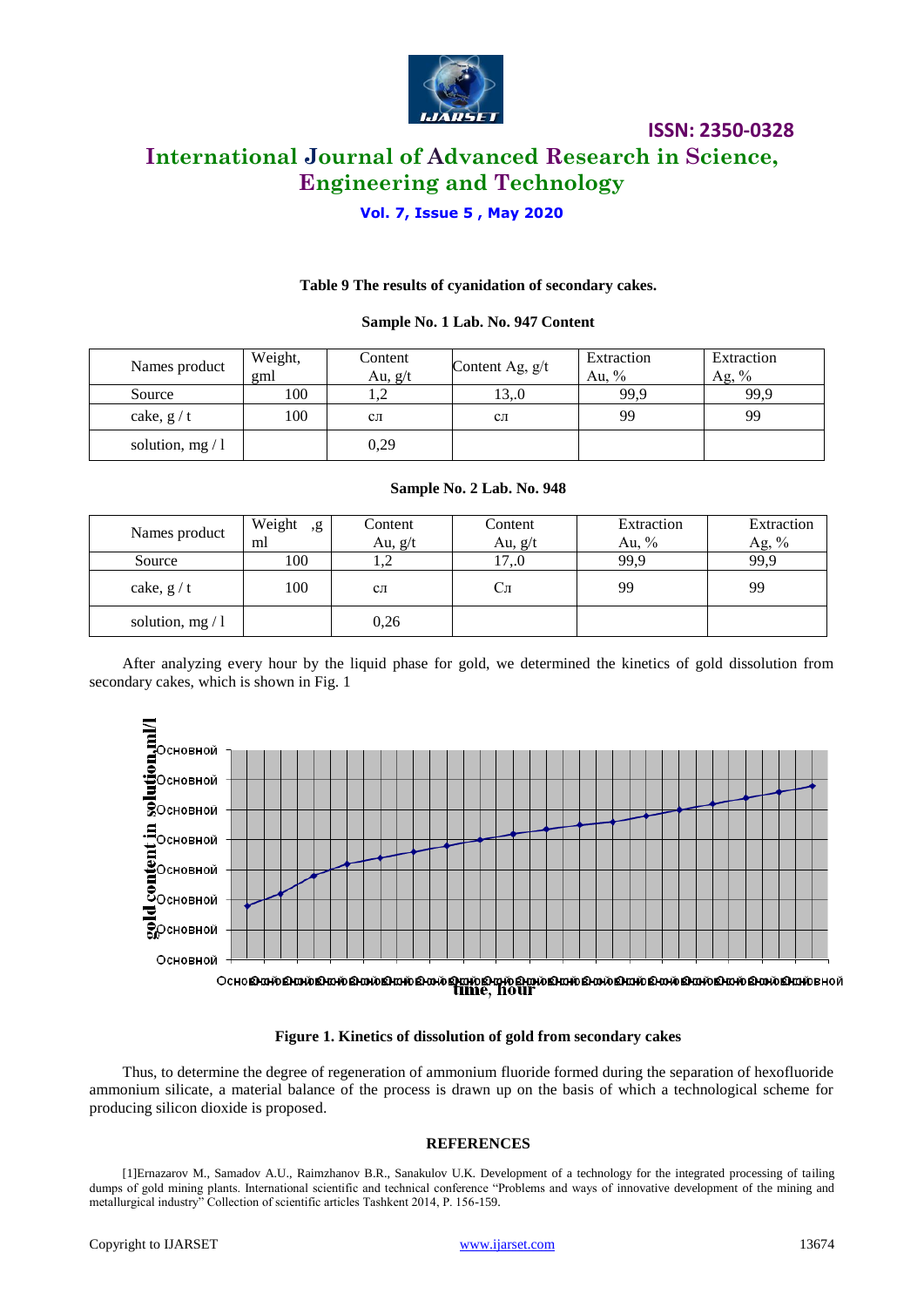**Table 9 The results of cyanidation of secondary cakes.**

**Sample No. 1 Lab. No. 947 Content**

| Names product | Weight, gml | Content Au, g/t | Content Ag, g/t | Extraction Au, % | Extraction Ag, % |
|---|---|---|---|---|---|
| Source | 100 | 1,2 | 13,.0 | 99,9 | 99,9 |
| cake, g / t | 100 | сл | сл | 99 | 99 |
| solution, mg / l | | 0,29 | | | |

**Sample No. 2 Lab. No. 948**

| Names product | Weight ,g ml | Content Au, g/t | Content Au, g/t | Extraction Au, % | Extraction Ag, % |
|---|---|---|---|---|---|
| Source | 100 | 1,2 | 17,.0 | 99,9 | 99,9 |
| cake, g / t | 100 | сл | Сл | 99 | 99 |
| solution, mg / l | | 0,26 | | | |

After analyzing every hour by the liquid phase for gold, we determined the kinetics of gold dissolution from secondary cakes, which is shown in Fig. 1

**Figure 1. Kinetics of dissolution of gold from secondary cakes**

Thus, to determine the degree of regeneration of ammonium fluoride formed during the separation of hexofluoride ammonium silicate, a material balance of the process is drawn up on the basis of which a technological scheme for producing silicon dioxide is proposed.

**REFERENCES**

[1]Ernazarov M., Samadov A.U., Raimzhanov B.R., Sanakulov U.K. Development of a technology for the integrated processing of tailing dumps of gold mining plants. International scientific and technical conference "Problems and ways of innovative development of the mining and metallurgical industry" Collection of scientific articles Tashkent 2014, P. 156-159.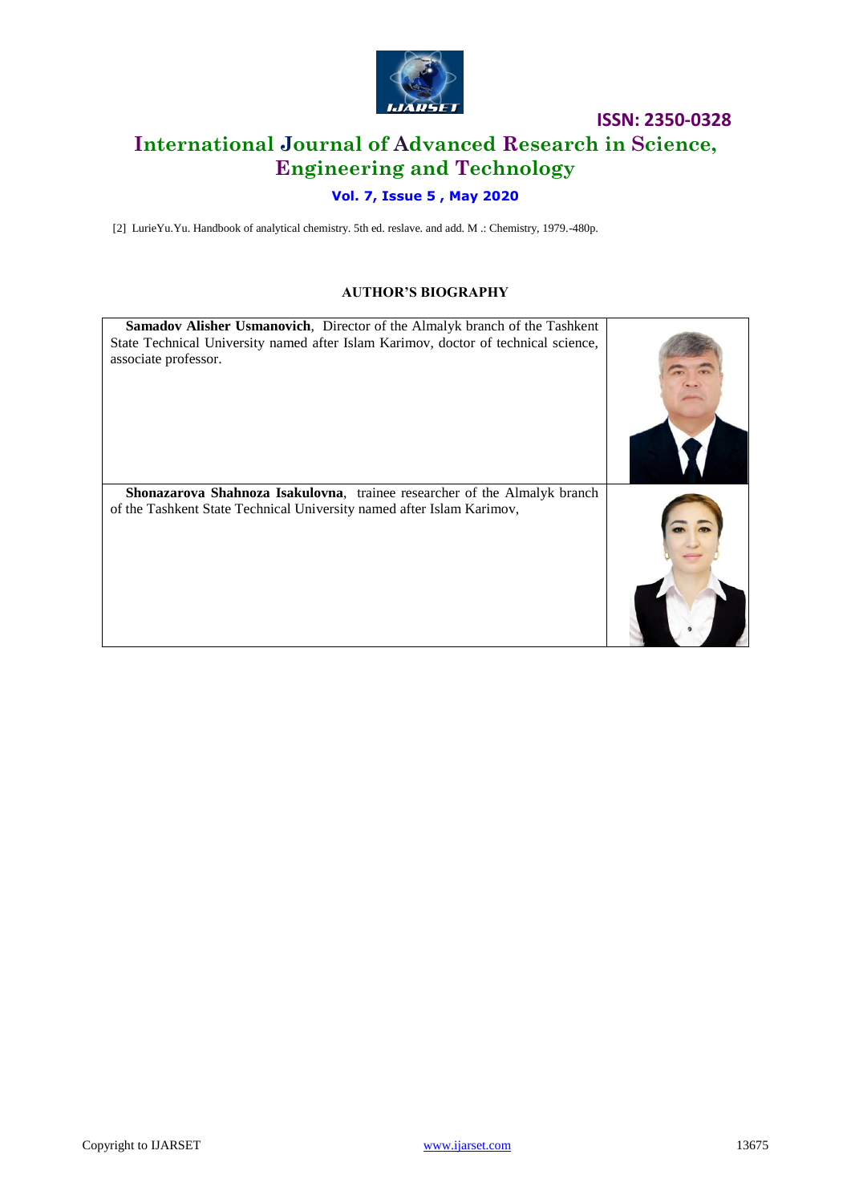[2] LurieYu.Yu. Handbook of analytical chemistry. 5th ed. reslave. and add. M .: Chemistry, 1979.-480p.

## AUTHOR'S BIOGRAPHY

| | |
|---|---|
| **Samadov Alisher Usmanovich**, Director of the Almalyk branch of the Tashkent State Technical University named after Islam Karimov, doctor of technical science, associate professor. | |
| **Shonazarova Shahnoza Isakulovna**, trainee researcher of the Almalyk branch of the Tashkent State Technical University named after Islam Karimov, | |